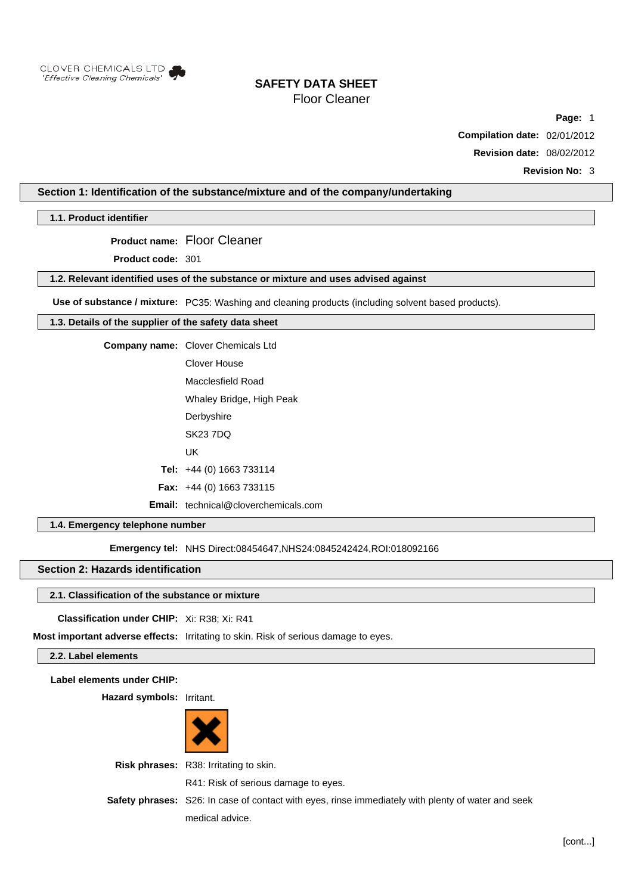CLOVER CHEMICALS LTD
*'Effective Cleaning Chemicals'*

# SAFETY DATA SHEET
Floor Cleaner

**Page:** 1

**Compilation date:** 02/01/2012

**Revision date:** 08/02/2012

**Revision No:** 3

## Section 1: Identification of the substance/mixture and of the company/undertaking

### 1.1. Product identifier

**Product name:** Floor Cleaner

**Product code:** 301

### 1.2. Relevant identified uses of the substance or mixture and uses advised against

**Use of substance / mixture:** PC35: Washing and cleaning products (including solvent based products).

### 1.3. Details of the supplier of the safety data sheet

**Company name:** Clover Chemicals Ltd
Clover House
Macclesfield Road
Whaley Bridge, High Peak
Derbyshire
SK23 7DQ
UK

**Tel:** +44 (0) 1663 733114

**Fax:** +44 (0) 1663 733115

**Email:** technical@cloverchemicals.com

### 1.4. Emergency telephone number

**Emergency tel:** NHS Direct:08454647,NHS24:0845242424,ROI:018092166

## Section 2: Hazards identification

### 2.1. Classification of the substance or mixture

**Classification under CHIP:** Xi: R38; Xi: R41

**Most important adverse effects:** Irritating to skin. Risk of serious damage to eyes.

### 2.2. Label elements

**Label elements under CHIP:**

**Hazard symbols:** Irritant.

**Risk phrases:** R38: Irritating to skin.
R41: Risk of serious damage to eyes.

**Safety phrases:** S26: In case of contact with eyes, rinse immediately with plenty of water and seek medical advice.

[cont...]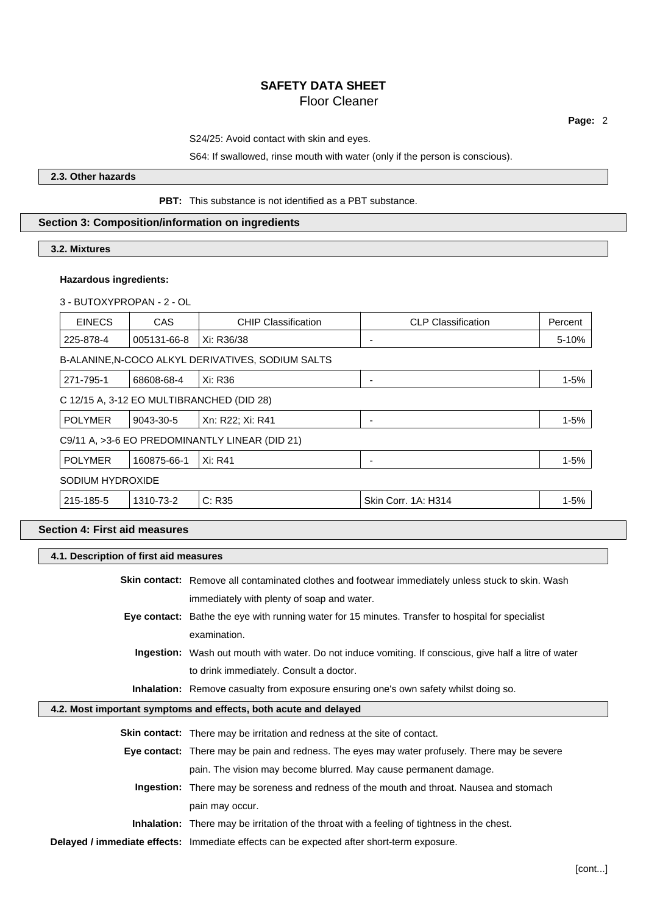S24/25: Avoid contact with skin and eyes.

S64: If swallowed, rinse mouth with water (only if the person is conscious).

### 2.3. Other hazards

**PBT:** This substance is not identified as a PBT substance.

## Section 3: Composition/information on ingredients

### 3.2. Mixtures

**Hazardous ingredients:**

3 - BUTOXYPROPAN - 2 - OL

| EINECS | CAS | CHIP Classification | CLP Classification | Percent |
|---|---|---|---|---|
| 225-878-4 | 005131-66-8 | Xi: R36/38 | - | 5-10% |

B-ALANINE,N-COCO ALKYL DERIVATIVES, SODIUM SALTS

| EINECS | CAS | CHIP Classification | CLP Classification | Percent |
|---|---|---|---|---|
| 271-795-1 | 68608-68-4 | Xi: R36 | - | 1-5% |

C 12/15 A, 3-12 EO MULTIBRANCHED (DID 28)

| EINECS | CAS | CHIP Classification | CLP Classification | Percent |
|---|---|---|---|---|
| POLYMER | 9043-30-5 | Xn: R22; Xi: R41 | - | 1-5% |

C9/11 A, >3-6 EO PREDOMINANTLY LINEAR (DID 21)

| EINECS | CAS | CHIP Classification | CLP Classification | Percent |
|---|---|---|---|---|
| POLYMER | 160875-66-1 | Xi: R41 | - | 1-5% |

SODIUM HYDROXIDE

| EINECS | CAS | CHIP Classification | CLP Classification | Percent |
|---|---|---|---|---|
| 215-185-5 | 1310-73-2 | C: R35 | Skin Corr. 1A: H314 | 1-5% |

## Section 4: First aid measures

### 4.1. Description of first aid measures

**Skin contact:** Remove all contaminated clothes and footwear immediately unless stuck to skin. Wash immediately with plenty of soap and water.

**Eye contact:** Bathe the eye with running water for 15 minutes. Transfer to hospital for specialist examination.

**Ingestion:** Wash out mouth with water. Do not induce vomiting. If conscious, give half a litre of water to drink immediately. Consult a doctor.

**Inhalation:** Remove casualty from exposure ensuring one's own safety whilst doing so.

### 4.2. Most important symptoms and effects, both acute and delayed

**Skin contact:** There may be irritation and redness at the site of contact.

**Eye contact:** There may be pain and redness. The eyes may water profusely. There may be severe pain. The vision may become blurred. May cause permanent damage.

**Ingestion:** There may be soreness and redness of the mouth and throat. Nausea and stomach pain may occur.

**Inhalation:** There may be irritation of the throat with a feeling of tightness in the chest.

**Delayed / immediate effects:** Immediate effects can be expected after short-term exposure.

[cont...]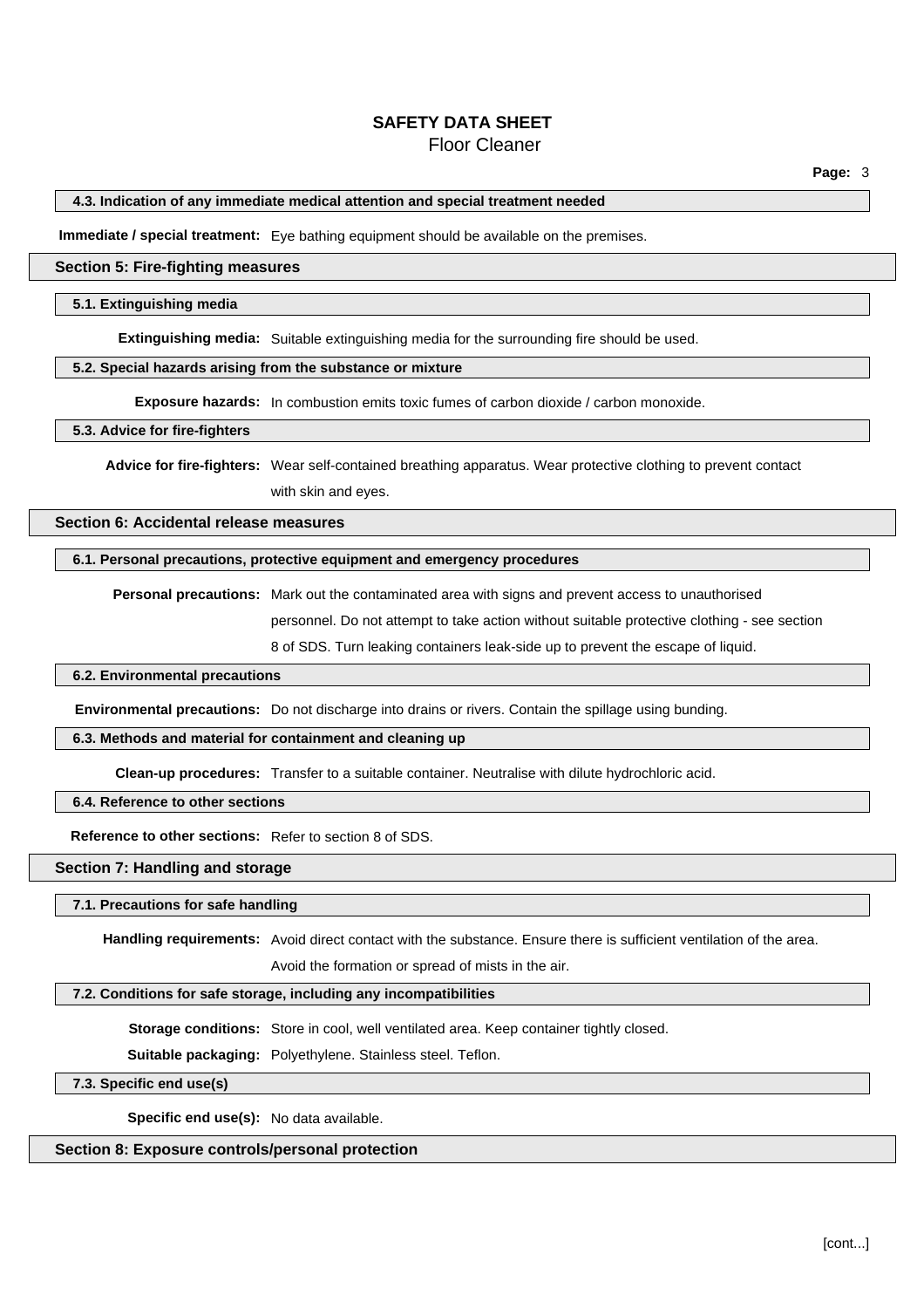#### 4.3. Indication of any immediate medical attention and special treatment needed

**Immediate / special treatment:** Eye bathing equipment should be available on the premises.

## Section 5: Fire-fighting measures

#### 5.1. Extinguishing media

**Extinguishing media:** Suitable extinguishing media for the surrounding fire should be used.

#### 5.2. Special hazards arising from the substance or mixture

**Exposure hazards:** In combustion emits toxic fumes of carbon dioxide / carbon monoxide.

#### 5.3. Advice for fire-fighters

**Advice for fire-fighters:** Wear self-contained breathing apparatus. Wear protective clothing to prevent contact with skin and eyes.

## Section 6: Accidental release measures

#### 6.1. Personal precautions, protective equipment and emergency procedures

**Personal precautions:** Mark out the contaminated area with signs and prevent access to unauthorised personnel. Do not attempt to take action without suitable protective clothing - see section 8 of SDS. Turn leaking containers leak-side up to prevent the escape of liquid.

#### 6.2. Environmental precautions

**Environmental precautions:** Do not discharge into drains or rivers. Contain the spillage using bunding.

#### 6.3. Methods and material for containment and cleaning up

**Clean-up procedures:** Transfer to a suitable container. Neutralise with dilute hydrochloric acid.

#### 6.4. Reference to other sections

**Reference to other sections:** Refer to section 8 of SDS.

## Section 7: Handling and storage

#### 7.1. Precautions for safe handling

**Handling requirements:** Avoid direct contact with the substance. Ensure there is sufficient ventilation of the area. Avoid the formation or spread of mists in the air.

#### 7.2. Conditions for safe storage, including any incompatibilities

**Storage conditions:** Store in cool, well ventilated area. Keep container tightly closed.

**Suitable packaging:** Polyethylene. Stainless steel. Teflon.

#### 7.3. Specific end use(s)

**Specific end use(s):** No data available.

## Section 8: Exposure controls/personal protection

[cont...]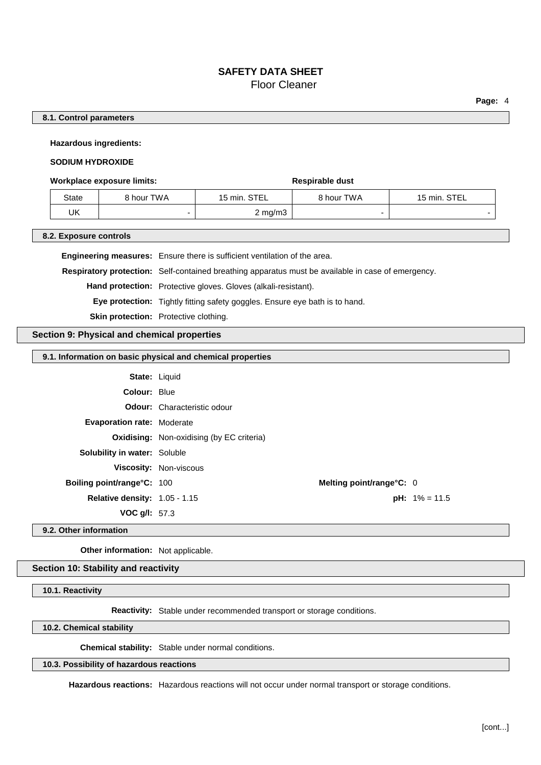#### 8.1. Control parameters

**Hazardous ingredients:**

**SODIUM HYDROXIDE**

| **Workplace exposure limits:** | | | **Respirable dust** | |
|---|---|---|---|---|
| State | 8 hour TWA | 15 min. STEL | 8 hour TWA | 15 min. STEL |
| UK | - | 2 mg/m3 | - | - |

#### 8.2. Exposure controls

**Engineering measures:** Ensure there is sufficient ventilation of the area.

**Respiratory protection:** Self-contained breathing apparatus must be available in case of emergency.

**Hand protection:** Protective gloves. Gloves (alkali-resistant).

**Eye protection:** Tightly fitting safety goggles. Ensure eye bath is to hand.

**Skin protection:** Protective clothing.

### Section 9: Physical and chemical properties

#### 9.1. Information on basic physical and chemical properties

**State:** Liquid

**Colour:** Blue

**Odour:** Characteristic odour

**Evaporation rate:** Moderate

**Oxidising:** Non-oxidising (by EC criteria)

**Solubility in water:** Soluble

**Viscosity:** Non-viscous

**Boiling point/range°C:** 100 **Melting point/range°C:** 0

**Relative density:** 1.05 - 1.15 **pH:** 1% = 11.5

**VOC g/l:** 57.3

#### 9.2. Other information

**Other information:** Not applicable.

### Section 10: Stability and reactivity

#### 10.1. Reactivity

**Reactivity:** Stable under recommended transport or storage conditions.

#### 10.2. Chemical stability

**Chemical stability:** Stable under normal conditions.

#### 10.3. Possibility of hazardous reactions

**Hazardous reactions:** Hazardous reactions will not occur under normal transport or storage conditions.

[cont...]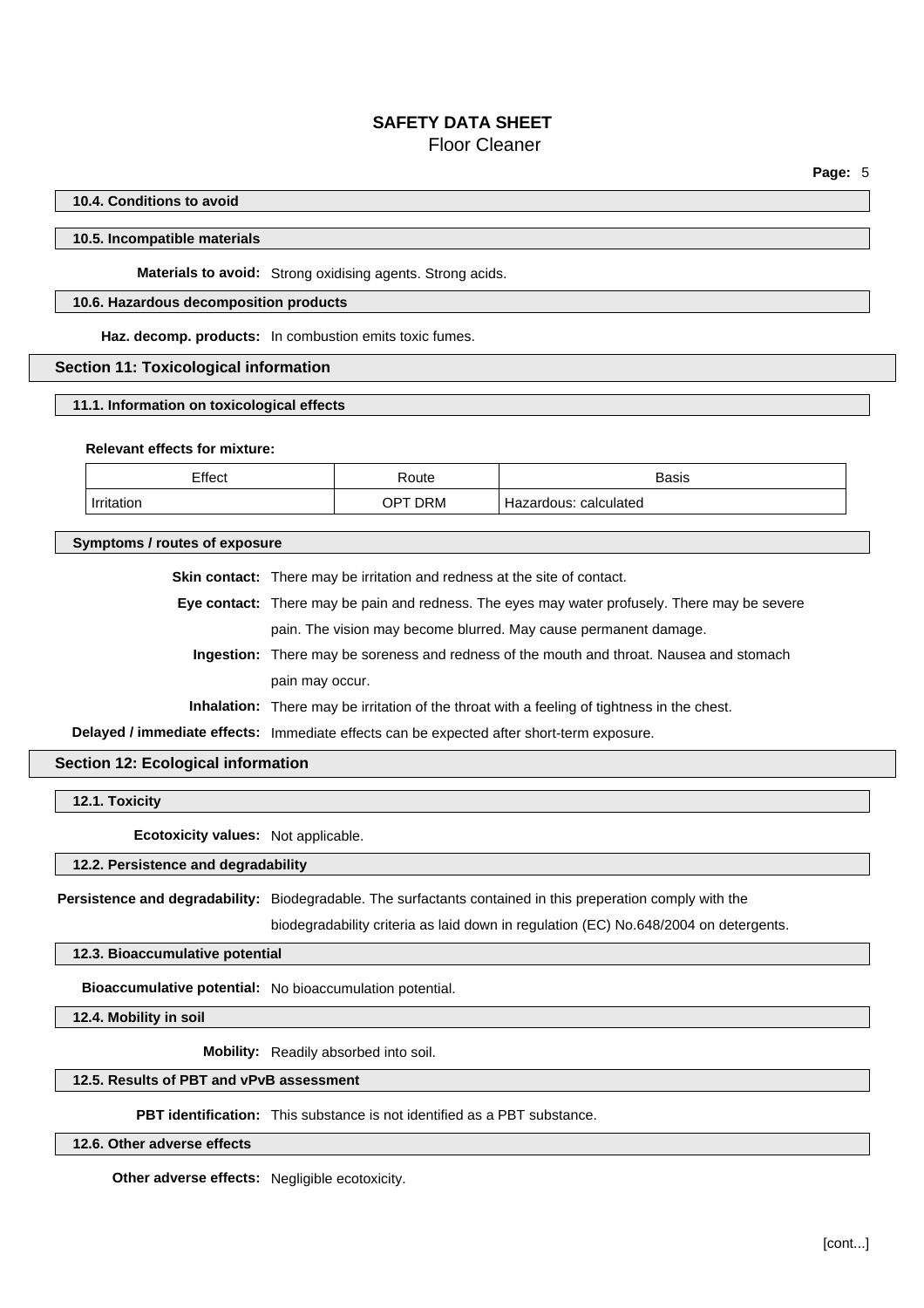#### 10.4. Conditions to avoid

#### 10.5. Incompatible materials

**Materials to avoid:** Strong oxidising agents. Strong acids.

#### 10.6. Hazardous decomposition products

**Haz. decomp. products:** In combustion emits toxic fumes.

## Section 11: Toxicological information

#### 11.1. Information on toxicological effects

**Relevant effects for mixture:**

| Effect | Route | Basis |
| --- | --- | --- |
| Irritation | OPT DRM | Hazardous: calculated |

#### Symptoms / routes of exposure

**Skin contact:** There may be irritation and redness at the site of contact.

**Eye contact:** There may be pain and redness. The eyes may water profusely. There may be severe pain. The vision may become blurred. May cause permanent damage.

**Ingestion:** There may be soreness and redness of the mouth and throat. Nausea and stomach pain may occur.

**Inhalation:** There may be irritation of the throat with a feeling of tightness in the chest.

**Delayed / immediate effects:** Immediate effects can be expected after short-term exposure.

## Section 12: Ecological information

#### 12.1. Toxicity

**Ecotoxicity values:** Not applicable.

#### 12.2. Persistence and degradability

**Persistence and degradability:** Biodegradable. The surfactants contained in this preperation comply with the biodegradability criteria as laid down in regulation (EC) No.648/2004 on detergents.

#### 12.3. Bioaccumulative potential

**Bioaccumulative potential:** No bioaccumulation potential.

#### 12.4. Mobility in soil

**Mobility:** Readily absorbed into soil.

#### 12.5. Results of PBT and vPvB assessment

**PBT identification:** This substance is not identified as a PBT substance.

#### 12.6. Other adverse effects

**Other adverse effects:** Negligible ecotoxicity.

[cont...]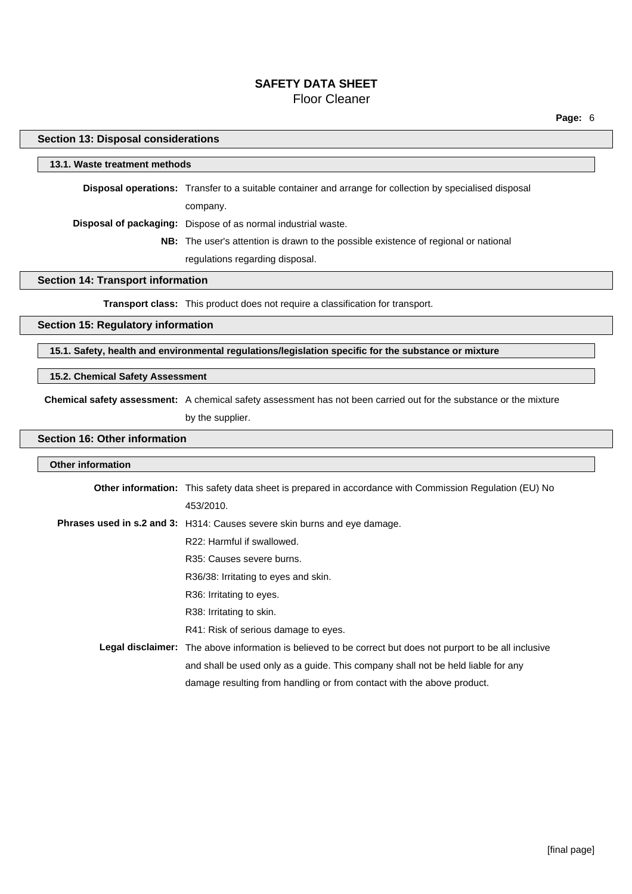## Section 13: Disposal considerations

### 13.1. Waste treatment methods

**Disposal operations:** Transfer to a suitable container and arrange for collection by specialised disposal company.

**Disposal of packaging:** Dispose of as normal industrial waste.

**NB:** The user's attention is drawn to the possible existence of regional or national regulations regarding disposal.

## Section 14: Transport information

**Transport class:** This product does not require a classification for transport.

## Section 15: Regulatory information

### 15.1. Safety, health and environmental regulations/legislation specific for the substance or mixture

### 15.2. Chemical Safety Assessment

**Chemical safety assessment:** A chemical safety assessment has not been carried out for the substance or the mixture by the supplier.

## Section 16: Other information

### Other information

**Other information:** This safety data sheet is prepared in accordance with Commission Regulation (EU) No 453/2010.

**Phrases used in s.2 and 3:** H314: Causes severe skin burns and eye damage.

R22: Harmful if swallowed.

R35: Causes severe burns.

R36/38: Irritating to eyes and skin.

R36: Irritating to eyes.

R38: Irritating to skin.

R41: Risk of serious damage to eyes.

**Legal disclaimer:** The above information is believed to be correct but does not purport to be all inclusive and shall be used only as a guide. This company shall not be held liable for any damage resulting from handling or from contact with the above product.

[final page]